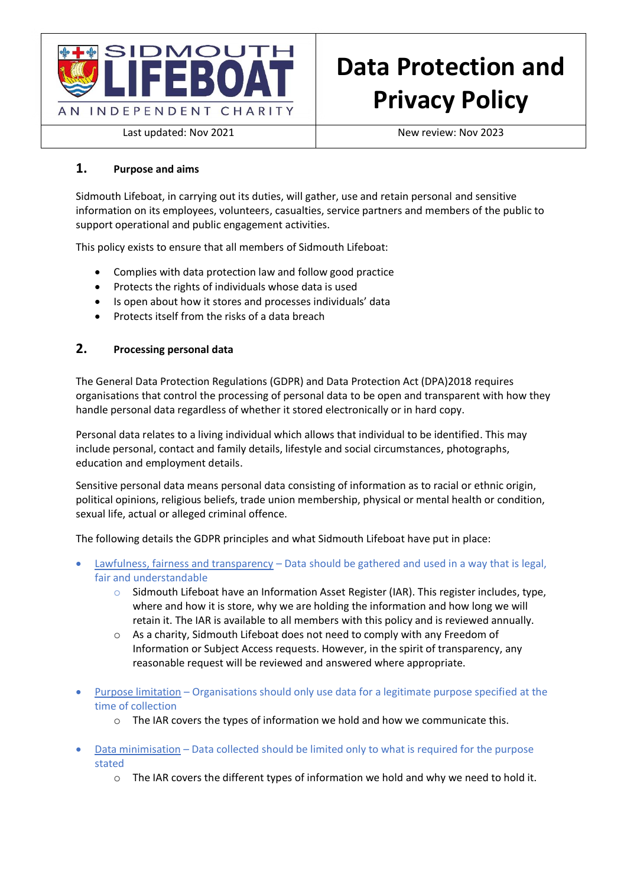| SIDMOUTH LIFEBOAT AN INDEPENDENT CHARITY | Data Protection and Privacy Policy |
| --- | --- |
| Last updated: Nov 2021 | New review: Nov 2023 |

## 1. Purpose and aims

Sidmouth Lifeboat, in carrying out its duties, will gather, use and retain personal and sensitive information on its employees, volunteers, casualties, service partners and members of the public to support operational and public engagement activities.

This policy exists to ensure that all members of Sidmouth Lifeboat:

- Complies with data protection law and follow good practice
- Protects the rights of individuals whose data is used
- Is open about how it stores and processes individuals' data
- Protects itself from the risks of a data breach

## 2. Processing personal data

The General Data Protection Regulations (GDPR) and Data Protection Act (DPA)2018 requires organisations that control the processing of personal data to be open and transparent with how they handle personal data regardless of whether it stored electronically or in hard copy.

Personal data relates to a living individual which allows that individual to be identified. This may include personal, contact and family details, lifestyle and social circumstances, photographs, education and employment details.

Sensitive personal data means personal data consisting of information as to racial or ethnic origin, political opinions, religious beliefs, trade union membership, physical or mental health or condition, sexual life, actual or alleged criminal offence.

The following details the GDPR principles and what Sidmouth Lifeboat have put in place:

- Lawfulness, fairness and transparency – Data should be gathered and used in a way that is legal, fair and understandable
  - Sidmouth Lifeboat have an Information Asset Register (IAR). This register includes, type, where and how it is store, why we are holding the information and how long we will retain it. The IAR is available to all members with this policy and is reviewed annually.
  - As a charity, Sidmouth Lifeboat does not need to comply with any Freedom of Information or Subject Access requests. However, in the spirit of transparency, any reasonable request will be reviewed and answered where appropriate.
- Purpose limitation – Organisations should only use data for a legitimate purpose specified at the time of collection
  - The IAR covers the types of information we hold and how we communicate this.
- Data minimisation – Data collected should be limited only to what is required for the purpose stated
  - The IAR covers the different types of information we hold and why we need to hold it.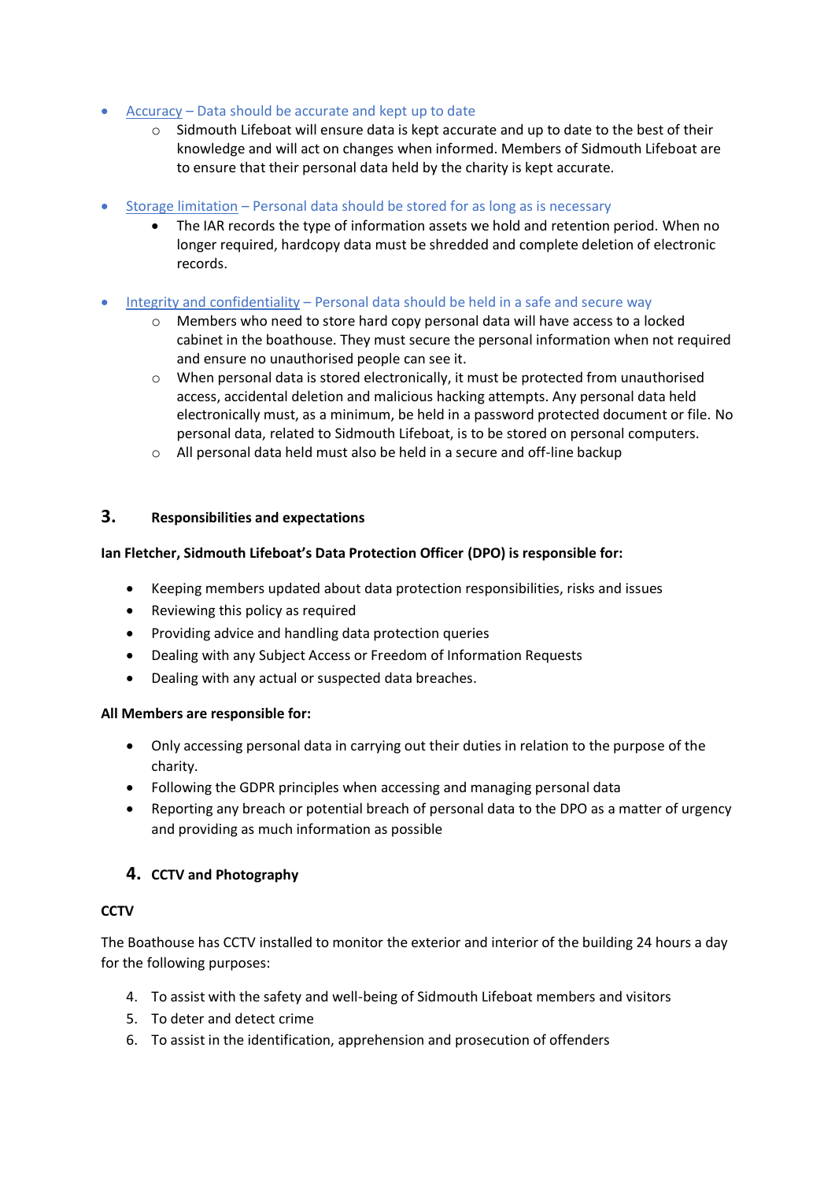- Accuracy – Data should be accurate and kept up to date
    - Sidmouth Lifeboat will ensure data is kept accurate and up to date to the best of their knowledge and will act on changes when informed. Members of Sidmouth Lifeboat are to ensure that their personal data held by the charity is kept accurate.

- Storage limitation – Personal data should be stored for as long as is necessary
    - The IAR records the type of information assets we hold and retention period. When no longer required, hardcopy data must be shredded and complete deletion of electronic records.

- Integrity and confidentiality – Personal data should be held in a safe and secure way
    - Members who need to store hard copy personal data will have access to a locked cabinet in the boathouse. They must secure the personal information when not required and ensure no unauthorised people can see it.
    - When personal data is stored electronically, it must be protected from unauthorised access, accidental deletion and malicious hacking attempts. Any personal data held electronically must, as a minimum, be held in a password protected document or file. No personal data, related to Sidmouth Lifeboat, is to be stored on personal computers.
    - All personal data held must also be held in a secure and off-line backup

## 3. Responsibilities and expectations

**Ian Fletcher, Sidmouth Lifeboat's Data Protection Officer (DPO) is responsible for:**

- Keeping members updated about data protection responsibilities, risks and issues
- Reviewing this policy as required
- Providing advice and handling data protection queries
- Dealing with any Subject Access or Freedom of Information Requests
- Dealing with any actual or suspected data breaches.

**All Members are responsible for:**

- Only accessing personal data in carrying out their duties in relation to the purpose of the charity.
- Following the GDPR principles when accessing and managing personal data
- Reporting any breach or potential breach of personal data to the DPO as a matter of urgency and providing as much information as possible

## 4. CCTV and Photography

**CCTV**

The Boathouse has CCTV installed to monitor the exterior and interior of the building 24 hours a day for the following purposes:

4. To assist with the safety and well-being of Sidmouth Lifeboat members and visitors
5. To deter and detect crime
6. To assist in the identification, apprehension and prosecution of offenders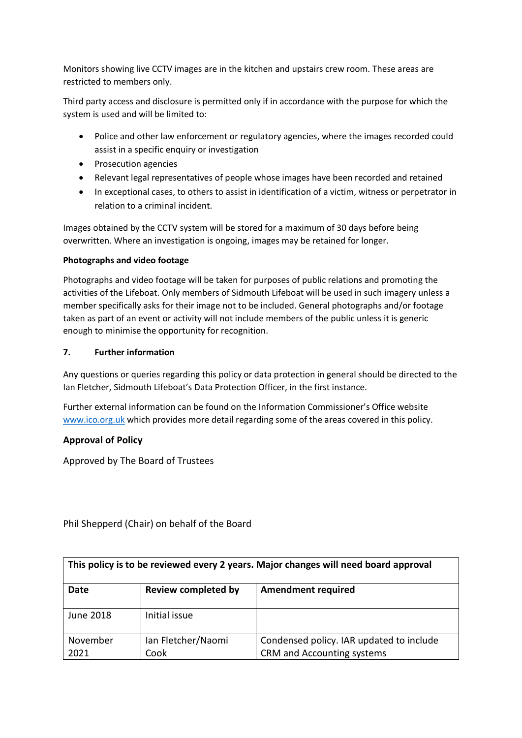Monitors showing live CCTV images are in the kitchen and upstairs crew room. These areas are restricted to members only.

Third party access and disclosure is permitted only if in accordance with the purpose for which the system is used and will be limited to:

- Police and other law enforcement or regulatory agencies, where the images recorded could assist in a specific enquiry or investigation
- Prosecution agencies
- Relevant legal representatives of people whose images have been recorded and retained
- In exceptional cases, to others to assist in identification of a victim, witness or perpetrator in relation to a criminal incident.

Images obtained by the CCTV system will be stored for a maximum of 30 days before being overwritten. Where an investigation is ongoing, images may be retained for longer.

**Photographs and video footage**

Photographs and video footage will be taken for purposes of public relations and promoting the activities of the Lifeboat. Only members of Sidmouth Lifeboat will be used in such imagery unless a member specifically asks for their image not to be included. General photographs and/or footage taken as part of an event or activity will not include members of the public unless it is generic enough to minimise the opportunity for recognition.

## 7. Further information

Any questions or queries regarding this policy or data protection in general should be directed to the Ian Fletcher, Sidmouth Lifeboat's Data Protection Officer, in the first instance.

Further external information can be found on the Information Commissioner's Office website [www.ico.org.uk](www.ico.org.uk) which provides more detail regarding some of the areas covered in this policy.

## Approval of Policy

Approved by The Board of Trustees

Phil Shepperd (Chair) on behalf of the Board

| This policy is to be reviewed every 2 years. Major changes will need board approval | | |
|---|---|---|
| **Date** | **Review completed by** | **Amendment required** |
| June 2018 | Initial issue | |
| November 2021 | Ian Fletcher/Naomi Cook | Condensed policy. IAR updated to include CRM and Accounting systems |